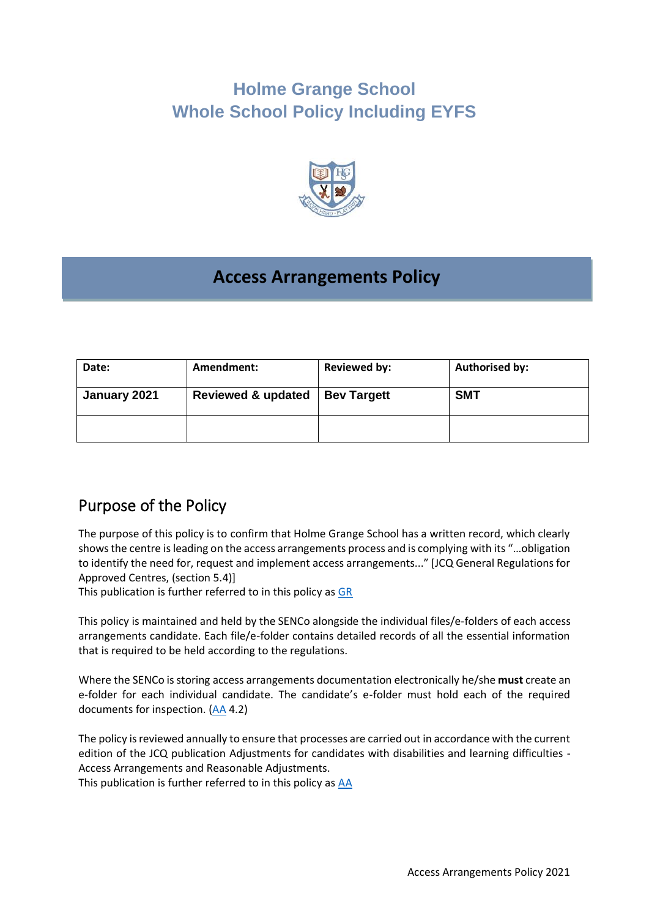# Holme Grange School
# Whole School Policy Including EYFS

## Access Arrangements Policy

| Date: | Amendment: | Reviewed by: | Authorised by: |
|---|---|---|---|
| **January 2021** | **Reviewed & updated** | **Bev Targett** | **SMT** |
| | | | |

## Purpose of the Policy

The purpose of this policy is to confirm that Holme Grange School has a written record, which clearly shows the centre is leading on the access arrangements process and is complying with its "…obligation to identify the need for, request and implement access arrangements..." [JCQ General Regulations for Approved Centres, (section 5.4)]
This publication is further referred to in this policy as GR

This policy is maintained and held by the SENCo alongside the individual files/e-folders of each access arrangements candidate. Each file/e-folder contains detailed records of all the essential information that is required to be held according to the regulations.

Where the SENCo is storing access arrangements documentation electronically he/she **must** create an e-folder for each individual candidate. The candidate's e-folder must hold each of the required documents for inspection. (AA 4.2)

The policy is reviewed annually to ensure that processes are carried out in accordance with the current edition of the JCQ publication Adjustments for candidates with disabilities and learning difficulties - Access Arrangements and Reasonable Adjustments.
This publication is further referred to in this policy as AA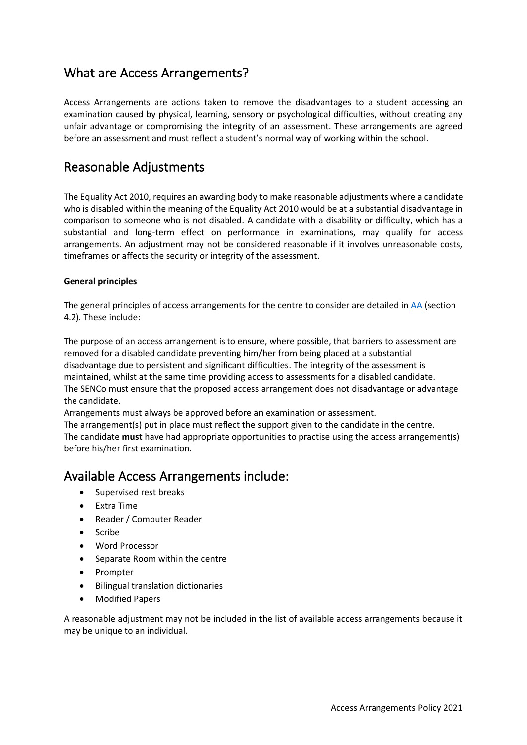## What are Access Arrangements?

Access Arrangements are actions taken to remove the disadvantages to a student accessing an examination caused by physical, learning, sensory or psychological difficulties, without creating any unfair advantage or compromising the integrity of an assessment. These arrangements are agreed before an assessment and must reflect a student's normal way of working within the school.

## Reasonable Adjustments

The Equality Act 2010, requires an awarding body to make reasonable adjustments where a candidate who is disabled within the meaning of the Equality Act 2010 would be at a substantial disadvantage in comparison to someone who is not disabled. A candidate with a disability or difficulty, which has a substantial and long-term effect on performance in examinations, may qualify for access arrangements. An adjustment may not be considered reasonable if it involves unreasonable costs, timeframes or affects the security or integrity of the assessment.

**General principles**

The general principles of access arrangements for the centre to consider are detailed in AA (section 4.2). These include:

The purpose of an access arrangement is to ensure, where possible, that barriers to assessment are removed for a disabled candidate preventing him/her from being placed at a substantial disadvantage due to persistent and significant difficulties. The integrity of the assessment is maintained, whilst at the same time providing access to assessments for a disabled candidate.
The SENCo must ensure that the proposed access arrangement does not disadvantage or advantage the candidate.
Arrangements must always be approved before an examination or assessment.
The arrangement(s) put in place must reflect the support given to the candidate in the centre.
The candidate **must** have had appropriate opportunities to practise using the access arrangement(s) before his/her first examination.

## Available Access Arrangements include:

- Supervised rest breaks
- Extra Time
- Reader / Computer Reader
- Scribe
- Word Processor
- Separate Room within the centre
- Prompter
- Bilingual translation dictionaries
- Modified Papers

A reasonable adjustment may not be included in the list of available access arrangements because it may be unique to an individual.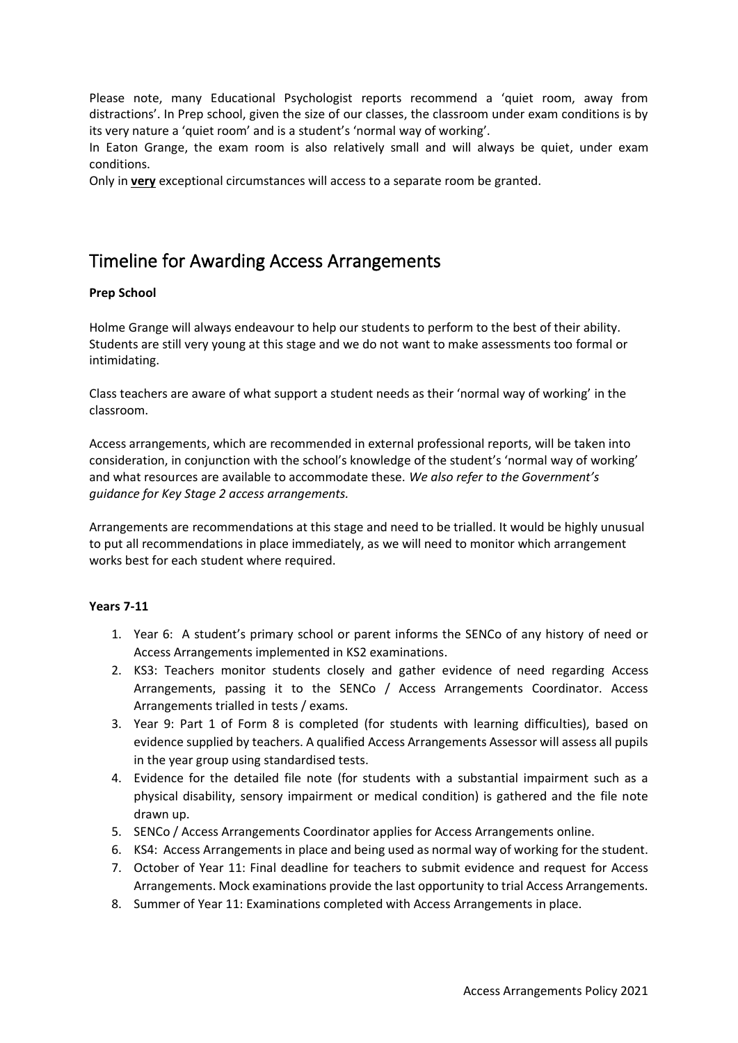Please note, many Educational Psychologist reports recommend a 'quiet room, away from distractions'. In Prep school, given the size of our classes, the classroom under exam conditions is by its very nature a 'quiet room' and is a student's 'normal way of working'.

In Eaton Grange, the exam room is also relatively small and will always be quiet, under exam conditions.

Only in **very** exceptional circumstances will access to a separate room be granted.

## Timeline for Awarding Access Arrangements

**Prep School**

Holme Grange will always endeavour to help our students to perform to the best of their ability. Students are still very young at this stage and we do not want to make assessments too formal or intimidating.

Class teachers are aware of what support a student needs as their 'normal way of working' in the classroom.

Access arrangements, which are recommended in external professional reports, will be taken into consideration, in conjunction with the school's knowledge of the student's 'normal way of working' and what resources are available to accommodate these. *We also refer to the Government's guidance for Key Stage 2 access arrangements.*

Arrangements are recommendations at this stage and need to be trialled. It would be highly unusual to put all recommendations in place immediately, as we will need to monitor which arrangement works best for each student where required.

**Years 7-11**

1. Year 6: A student's primary school or parent informs the SENCo of any history of need or Access Arrangements implemented in KS2 examinations.
2. KS3: Teachers monitor students closely and gather evidence of need regarding Access Arrangements, passing it to the SENCo / Access Arrangements Coordinator. Access Arrangements trialled in tests / exams.
3. Year 9: Part 1 of Form 8 is completed (for students with learning difficulties), based on evidence supplied by teachers. A qualified Access Arrangements Assessor will assess all pupils in the year group using standardised tests.
4. Evidence for the detailed file note (for students with a substantial impairment such as a physical disability, sensory impairment or medical condition) is gathered and the file note drawn up.
5. SENCo / Access Arrangements Coordinator applies for Access Arrangements online.
6. KS4: Access Arrangements in place and being used as normal way of working for the student.
7. October of Year 11: Final deadline for teachers to submit evidence and request for Access Arrangements. Mock examinations provide the last opportunity to trial Access Arrangements.
8. Summer of Year 11: Examinations completed with Access Arrangements in place.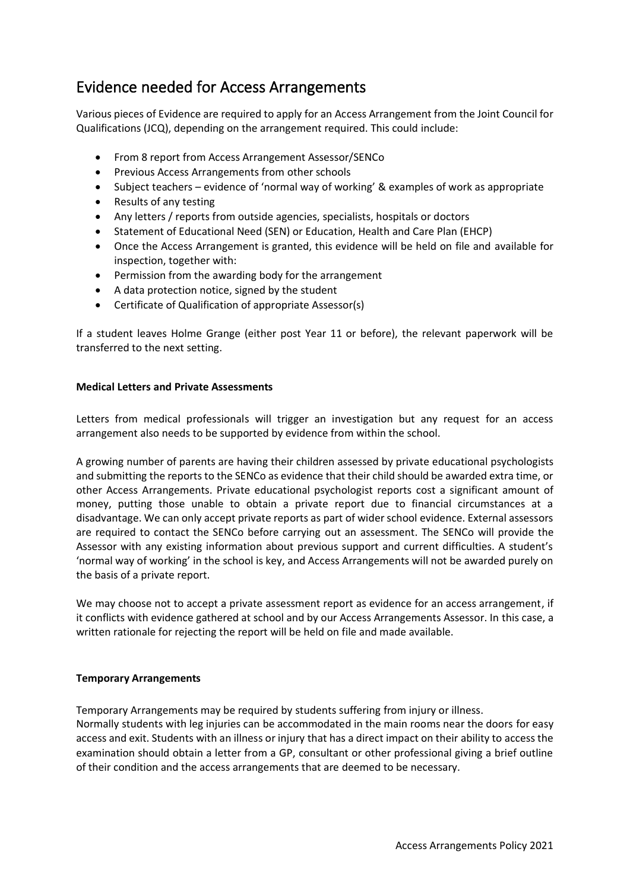## Evidence needed for Access Arrangements

Various pieces of Evidence are required to apply for an Access Arrangement from the Joint Council for Qualifications (JCQ), depending on the arrangement required. This could include:

- From 8 report from Access Arrangement Assessor/SENCo
- Previous Access Arrangements from other schools
- Subject teachers – evidence of 'normal way of working' & examples of work as appropriate
- Results of any testing
- Any letters / reports from outside agencies, specialists, hospitals or doctors
- Statement of Educational Need (SEN) or Education, Health and Care Plan (EHCP)
- Once the Access Arrangement is granted, this evidence will be held on file and available for inspection, together with:
- Permission from the awarding body for the arrangement
- A data protection notice, signed by the student
- Certificate of Qualification of appropriate Assessor(s)

If a student leaves Holme Grange (either post Year 11 or before), the relevant paperwork will be transferred to the next setting.

**Medical Letters and Private Assessments**

Letters from medical professionals will trigger an investigation but any request for an access arrangement also needs to be supported by evidence from within the school.

A growing number of parents are having their children assessed by private educational psychologists and submitting the reports to the SENCo as evidence that their child should be awarded extra time, or other Access Arrangements. Private educational psychologist reports cost a significant amount of money, putting those unable to obtain a private report due to financial circumstances at a disadvantage. We can only accept private reports as part of wider school evidence. External assessors are required to contact the SENCo before carrying out an assessment. The SENCo will provide the Assessor with any existing information about previous support and current difficulties. A student's 'normal way of working' in the school is key, and Access Arrangements will not be awarded purely on the basis of a private report.

We may choose not to accept a private assessment report as evidence for an access arrangement, if it conflicts with evidence gathered at school and by our Access Arrangements Assessor. In this case, a written rationale for rejecting the report will be held on file and made available.

**Temporary Arrangements**

Temporary Arrangements may be required by students suffering from injury or illness.
Normally students with leg injuries can be accommodated in the main rooms near the doors for easy access and exit. Students with an illness or injury that has a direct impact on their ability to access the examination should obtain a letter from a GP, consultant or other professional giving a brief outline of their condition and the access arrangements that are deemed to be necessary.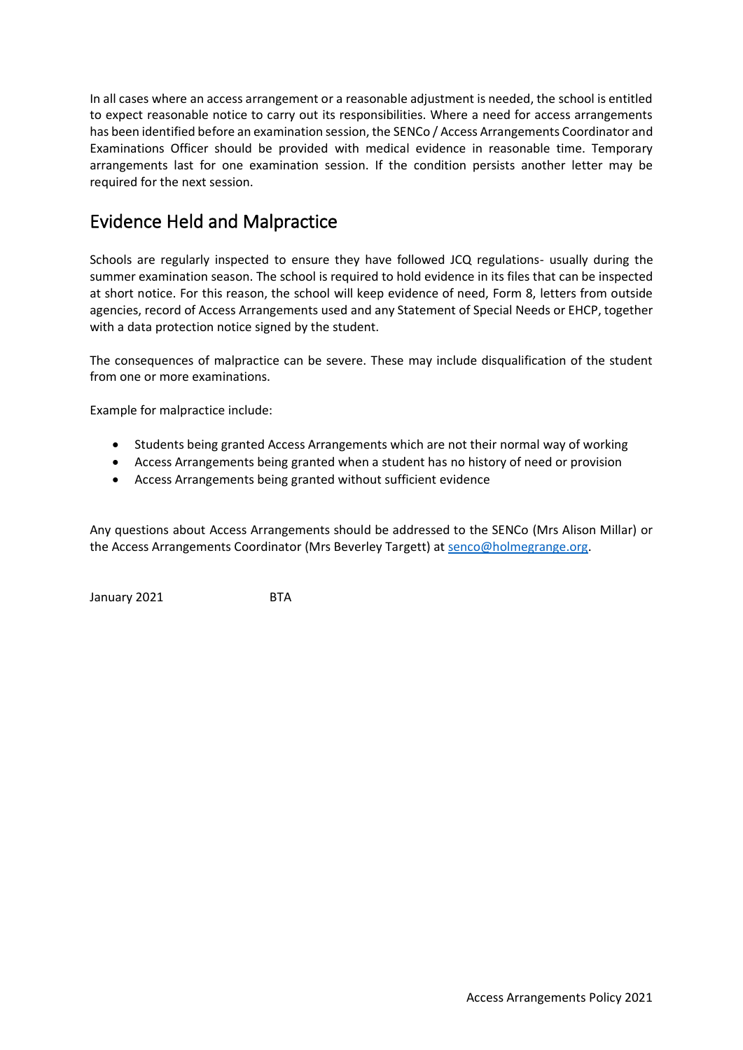In all cases where an access arrangement or a reasonable adjustment is needed, the school is entitled to expect reasonable notice to carry out its responsibilities. Where a need for access arrangements has been identified before an examination session, the SENCo / Access Arrangements Coordinator and Examinations Officer should be provided with medical evidence in reasonable time. Temporary arrangements last for one examination session. If the condition persists another letter may be required for the next session.

## Evidence Held and Malpractice

Schools are regularly inspected to ensure they have followed JCQ regulations- usually during the summer examination season. The school is required to hold evidence in its files that can be inspected at short notice. For this reason, the school will keep evidence of need, Form 8, letters from outside agencies, record of Access Arrangements used and any Statement of Special Needs or EHCP, together with a data protection notice signed by the student.

The consequences of malpractice can be severe. These may include disqualification of the student from one or more examinations.

Example for malpractice include:

- Students being granted Access Arrangements which are not their normal way of working
- Access Arrangements being granted when a student has no history of need or provision
- Access Arrangements being granted without sufficient evidence

Any questions about Access Arrangements should be addressed to the SENCo (Mrs Alison Millar) or the Access Arrangements Coordinator (Mrs Beverley Targett) at senco@holmegrange.org.

January 2021 BTA